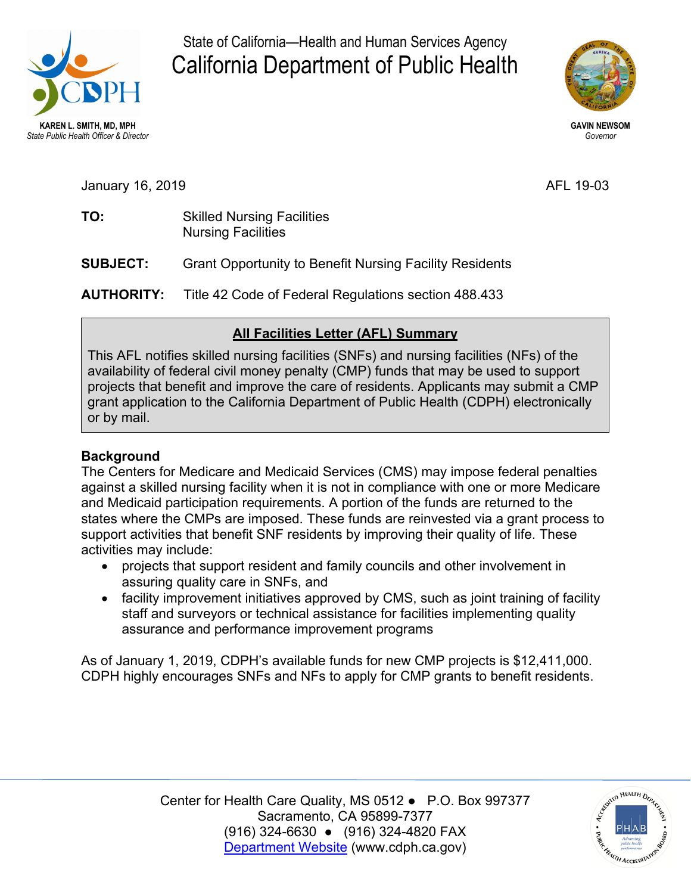State of California—Health and Human Services Agency

# California Department of Public Health

**KAREN L. SMITH, MD, MPH**
*State Public Health Officer & Director*

**GAVIN NEWSOM**
*Governor*

January 16, 2019

AFL 19-03

**TO:** Skilled Nursing Facilities
Nursing Facilities

**SUBJECT:** Grant Opportunity to Benefit Nursing Facility Residents

**AUTHORITY:** Title 42 Code of Federal Regulations section 488.433

**All Facilities Letter (AFL) Summary**

This AFL notifies skilled nursing facilities (SNFs) and nursing facilities (NFs) of the availability of federal civil money penalty (CMP) funds that may be used to support projects that benefit and improve the care of residents. Applicants may submit a CMP grant application to the California Department of Public Health (CDPH) electronically or by mail.

**Background**

The Centers for Medicare and Medicaid Services (CMS) may impose federal penalties against a skilled nursing facility when it is not in compliance with one or more Medicare and Medicaid participation requirements. A portion of the funds are returned to the states where the CMPs are imposed. These funds are reinvested via a grant process to support activities that benefit SNF residents by improving their quality of life. These activities may include:

- projects that support resident and family councils and other involvement in assuring quality care in SNFs, and
- facility improvement initiatives approved by CMS, such as joint training of facility staff and surveyors or technical assistance for facilities implementing quality assurance and performance improvement programs

As of January 1, 2019, CDPH's available funds for new CMP projects is $12,411,000. CDPH highly encourages SNFs and NFs to apply for CMP grants to benefit residents.

Center for Health Care Quality, MS 0512 ● P.O. Box 997377
Sacramento, CA 95899-7377
(916) 324-6630 ● (916) 324-4820 FAX
Department Website (www.cdph.ca.gov)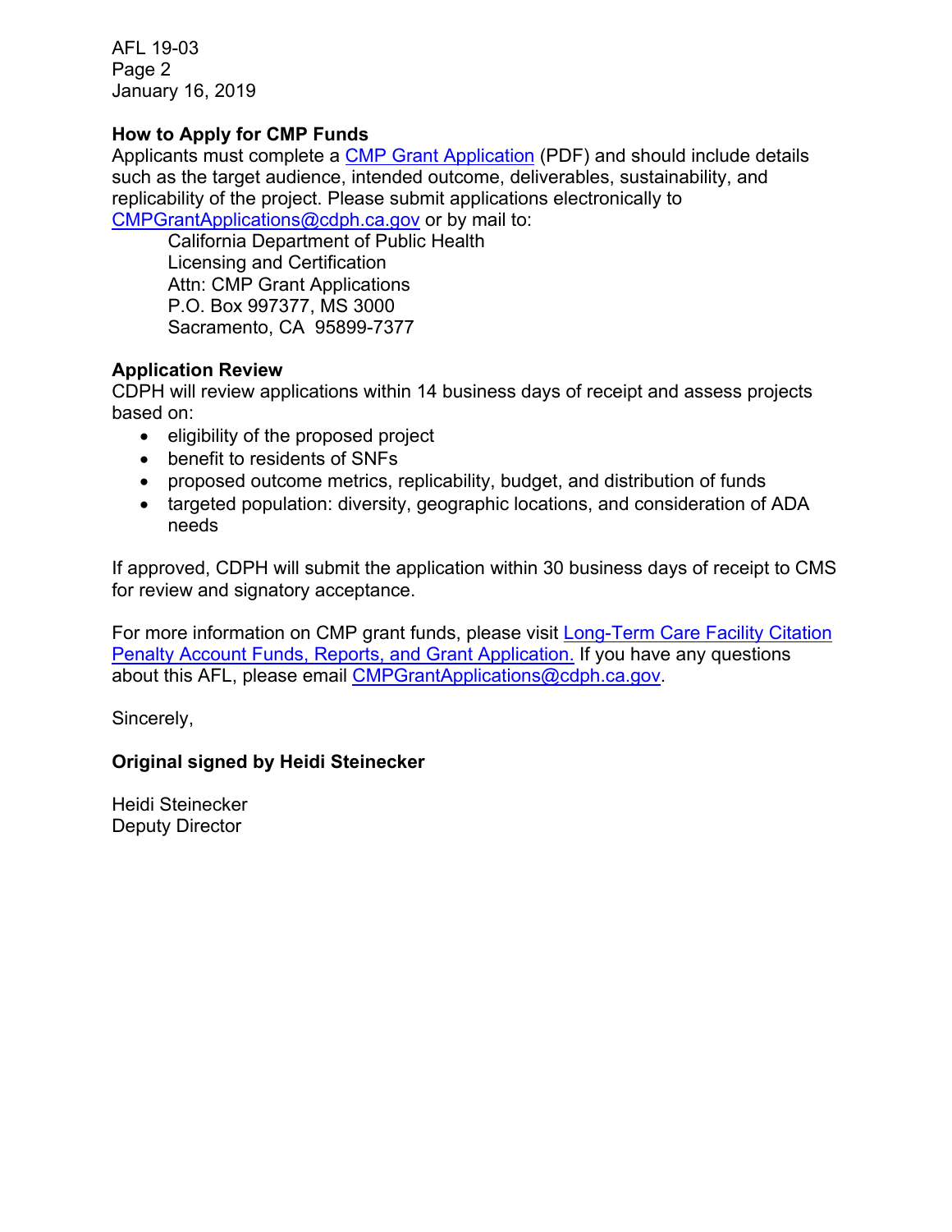**How to Apply for CMP Funds**

Applicants must complete a CMP Grant Application (PDF) and should include details such as the target audience, intended outcome, deliverables, sustainability, and replicability of the project. Please submit applications electronically to CMPGrantApplications@cdph.ca.gov or by mail to:

> California Department of Public Health
> Licensing and Certification
> Attn: CMP Grant Applications
> P.O. Box 997377, MS 3000
> Sacramento, CA 95899-7377

**Application Review**

CDPH will review applications within 14 business days of receipt and assess projects based on:

- eligibility of the proposed project
- benefit to residents of SNFs
- proposed outcome metrics, replicability, budget, and distribution of funds
- targeted population: diversity, geographic locations, and consideration of ADA needs

If approved, CDPH will submit the application within 30 business days of receipt to CMS for review and signatory acceptance.

For more information on CMP grant funds, please visit Long-Term Care Facility Citation Penalty Account Funds, Reports, and Grant Application. If you have any questions about this AFL, please email CMPGrantApplications@cdph.ca.gov.

Sincerely,

**Original signed by Heidi Steinecker**

Heidi Steinecker
Deputy Director